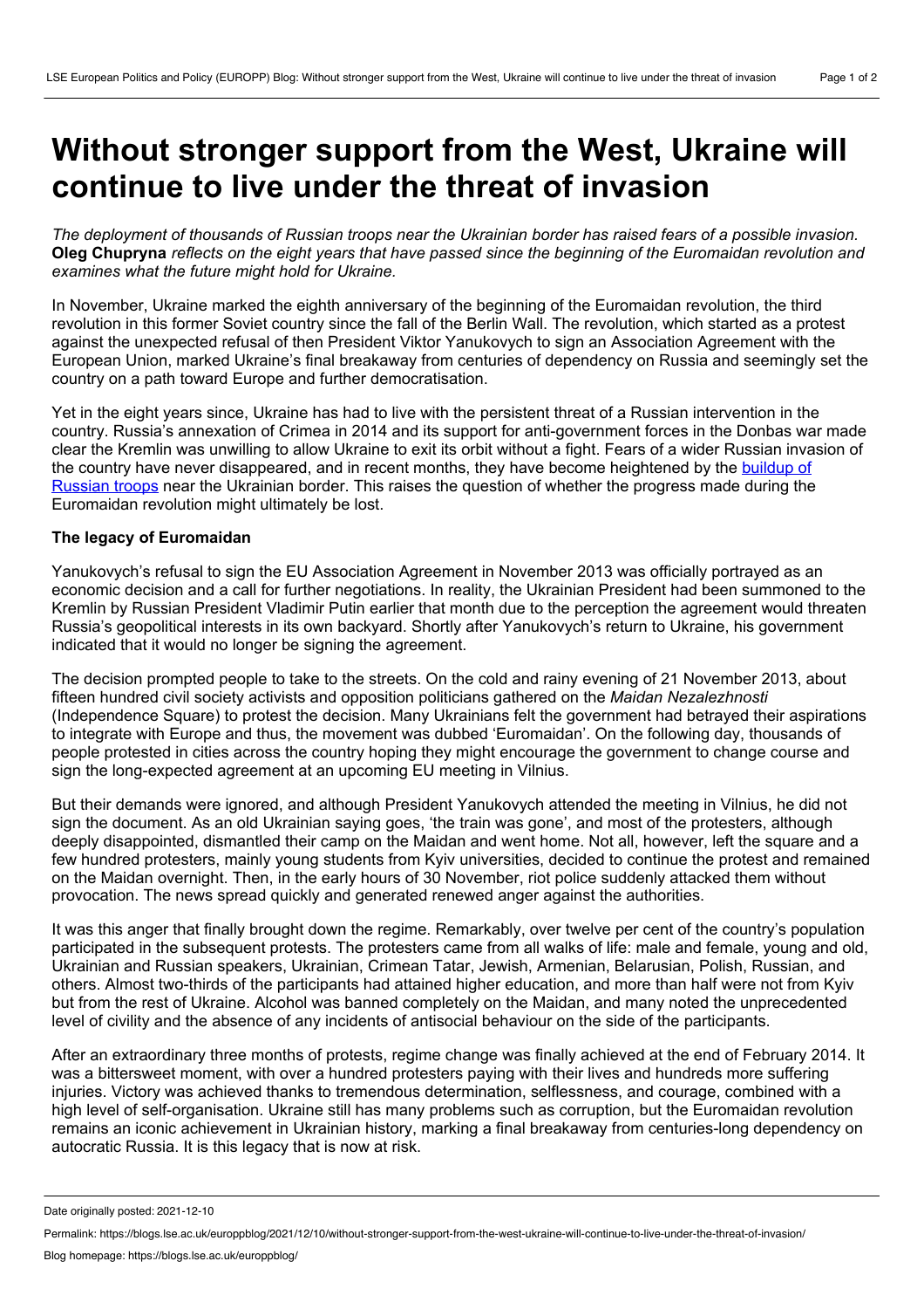# Without stronger support from the West, Ukraine will continue to live under the threat of invasion

*The deployment of thousands of Russian troops near the Ukrainian border has raised fears of a possible invasion.* **Oleg Chupryna** *reflects on the eight years that have passed since the beginning of the Euromaidan revolution and examines what the future might hold for Ukraine.*

In November, Ukraine marked the eighth anniversary of the beginning of the Euromaidan revolution, the third revolution in this former Soviet country since the fall of the Berlin Wall. The revolution, which started as a protest against the unexpected refusal of then President Viktor Yanukovych to sign an Association Agreement with the European Union, marked Ukraine's final breakaway from centuries of dependency on Russia and seemingly set the country on a path toward Europe and further democratisation.

Yet in the eight years since, Ukraine has had to live with the persistent threat of a Russian intervention in the country. Russia's annexation of Crimea in 2014 and its support for anti-government forces in the Donbas war made clear the Kremlin was unwilling to allow Ukraine to exit its orbit without a fight. Fears of a wider Russian invasion of the country have never disappeared, and in recent months, they have become heightened by the buildup of Russian troops near the Ukrainian border. This raises the question of whether the progress made during the Euromaidan revolution might ultimately be lost.

### The legacy of Euromaidan

Yanukovych's refusal to sign the EU Association Agreement in November 2013 was officially portrayed as an economic decision and a call for further negotiations. In reality, the Ukrainian President had been summoned to the Kremlin by Russian President Vladimir Putin earlier that month due to the perception the agreement would threaten Russia's geopolitical interests in its own backyard. Shortly after Yanukovych's return to Ukraine, his government indicated that it would no longer be signing the agreement.

The decision prompted people to take to the streets. On the cold and rainy evening of 21 November 2013, about fifteen hundred civil society activists and opposition politicians gathered on the *Maidan Nezalezhnosti* (Independence Square) to protest the decision. Many Ukrainians felt the government had betrayed their aspirations to integrate with Europe and thus, the movement was dubbed 'Euromaidan'. On the following day, thousands of people protested in cities across the country hoping they might encourage the government to change course and sign the long-expected agreement at an upcoming EU meeting in Vilnius.

But their demands were ignored, and although President Yanukovych attended the meeting in Vilnius, he did not sign the document. As an old Ukrainian saying goes, 'the train was gone', and most of the protesters, although deeply disappointed, dismantled their camp on the Maidan and went home. Not all, however, left the square and a few hundred protesters, mainly young students from Kyiv universities, decided to continue the protest and remained on the Maidan overnight. Then, in the early hours of 30 November, riot police suddenly attacked them without provocation. The news spread quickly and generated renewed anger against the authorities.

It was this anger that finally brought down the regime. Remarkably, over twelve per cent of the country's population participated in the subsequent protests. The protesters came from all walks of life: male and female, young and old, Ukrainian and Russian speakers, Ukrainian, Crimean Tatar, Jewish, Armenian, Belarusian, Polish, Russian, and others. Almost two-thirds of the participants had attained higher education, and more than half were not from Kyiv but from the rest of Ukraine. Alcohol was banned completely on the Maidan, and many noted the unprecedented level of civility and the absence of any incidents of antisocial behaviour on the side of the participants.

After an extraordinary three months of protests, regime change was finally achieved at the end of February 2014. It was a bittersweet moment, with over a hundred protesters paying with their lives and hundreds more suffering injuries. Victory was achieved thanks to tremendous determination, selflessness, and courage, combined with a high level of self-organisation. Ukraine still has many problems such as corruption, but the Euromaidan revolution remains an iconic achievement in Ukrainian history, marking a final breakaway from centuries-long dependency on autocratic Russia. It is this legacy that is now at risk.

Date originally posted: 2021-12-10

Permalink: https://blogs.lse.ac.uk/europpblog/2021/12/10/without-stronger-support-from-the-west-ukraine-will-continue-to-live-under-the-threat-of-invasion/

Blog homepage: https://blogs.lse.ac.uk/europpblog/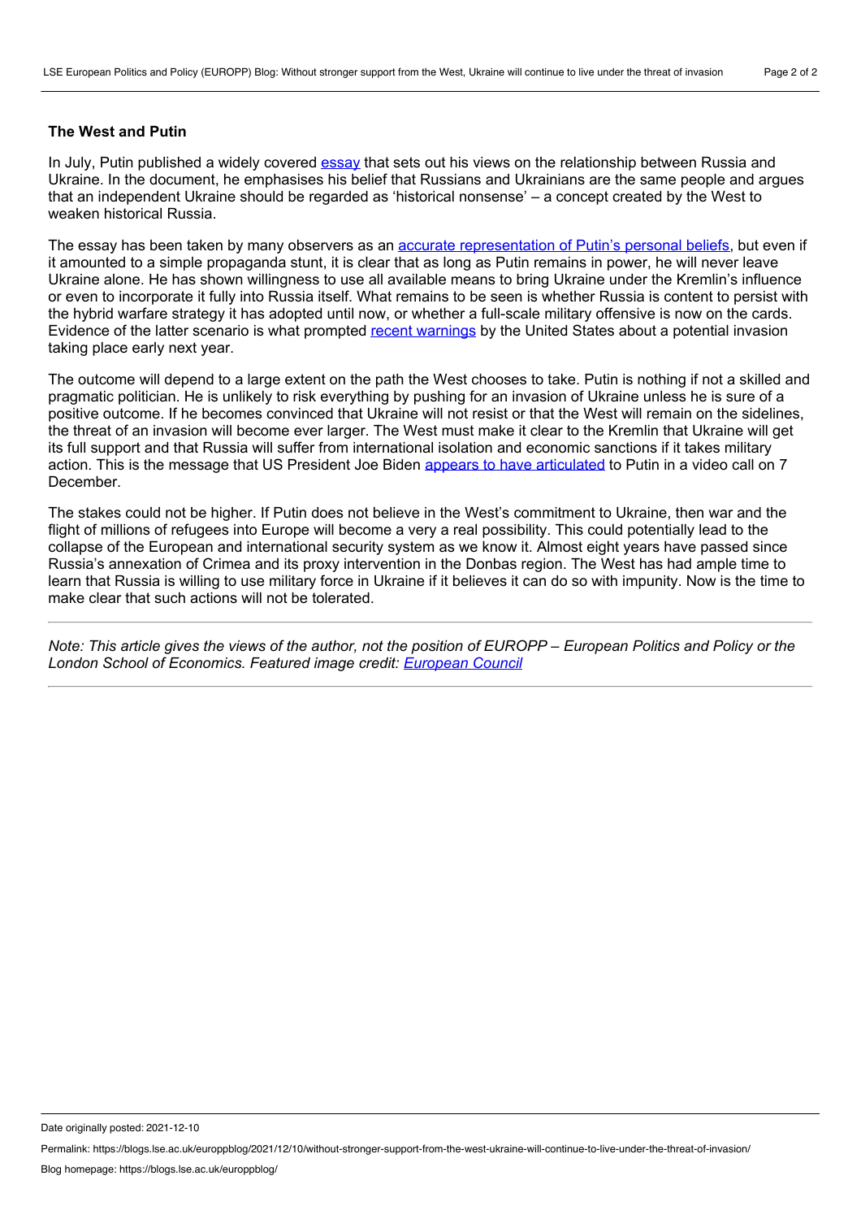### The West and Putin

In July, Putin published a widely covered essay that sets out his views on the relationship between Russia and Ukraine. In the document, he emphasises his belief that Russians and Ukrainians are the same people and argues that an independent Ukraine should be regarded as 'historical nonsense' – a concept created by the West to weaken historical Russia.

The essay has been taken by many observers as an accurate representation of Putin's personal beliefs, but even if it amounted to a simple propaganda stunt, it is clear that as long as Putin remains in power, he will never leave Ukraine alone. He has shown willingness to use all available means to bring Ukraine under the Kremlin's influence or even to incorporate it fully into Russia itself. What remains to be seen is whether Russia is content to persist with the hybrid warfare strategy it has adopted until now, or whether a full-scale military offensive is now on the cards. Evidence of the latter scenario is what prompted recent warnings by the United States about a potential invasion taking place early next year.

The outcome will depend to a large extent on the path the West chooses to take. Putin is nothing if not a skilled and pragmatic politician. He is unlikely to risk everything by pushing for an invasion of Ukraine unless he is sure of a positive outcome. If he becomes convinced that Ukraine will not resist or that the West will remain on the sidelines, the threat of an invasion will become ever larger. The West must make it clear to the Kremlin that Ukraine will get its full support and that Russia will suffer from international isolation and economic sanctions if it takes military action. This is the message that US President Joe Biden appears to have articulated to Putin in a video call on 7 December.

The stakes could not be higher. If Putin does not believe in the West's commitment to Ukraine, then war and the flight of millions of refugees into Europe will become a very real possibility. This could potentially lead to the collapse of the European and international security system as we know it. Almost eight years have passed since Russia's annexation of Crimea and its proxy intervention in the Donbas region. The West has had ample time to learn that Russia is willing to use military force in Ukraine if it believes it can do so with impunity. Now is the time to make clear that such actions will not be tolerated.

---

*Note: This article gives the views of the author, not the position of EUROPP – European Politics and Policy or the London School of Economics. Featured image credit: European Council*

---

Date originally posted: 2021-12-10

Permalink: https://blogs.lse.ac.uk/europpblog/2021/12/10/without-stronger-support-from-the-west-ukraine-will-continue-to-live-under-the-threat-of-invasion/

Blog homepage: https://blogs.lse.ac.uk/europpblog/